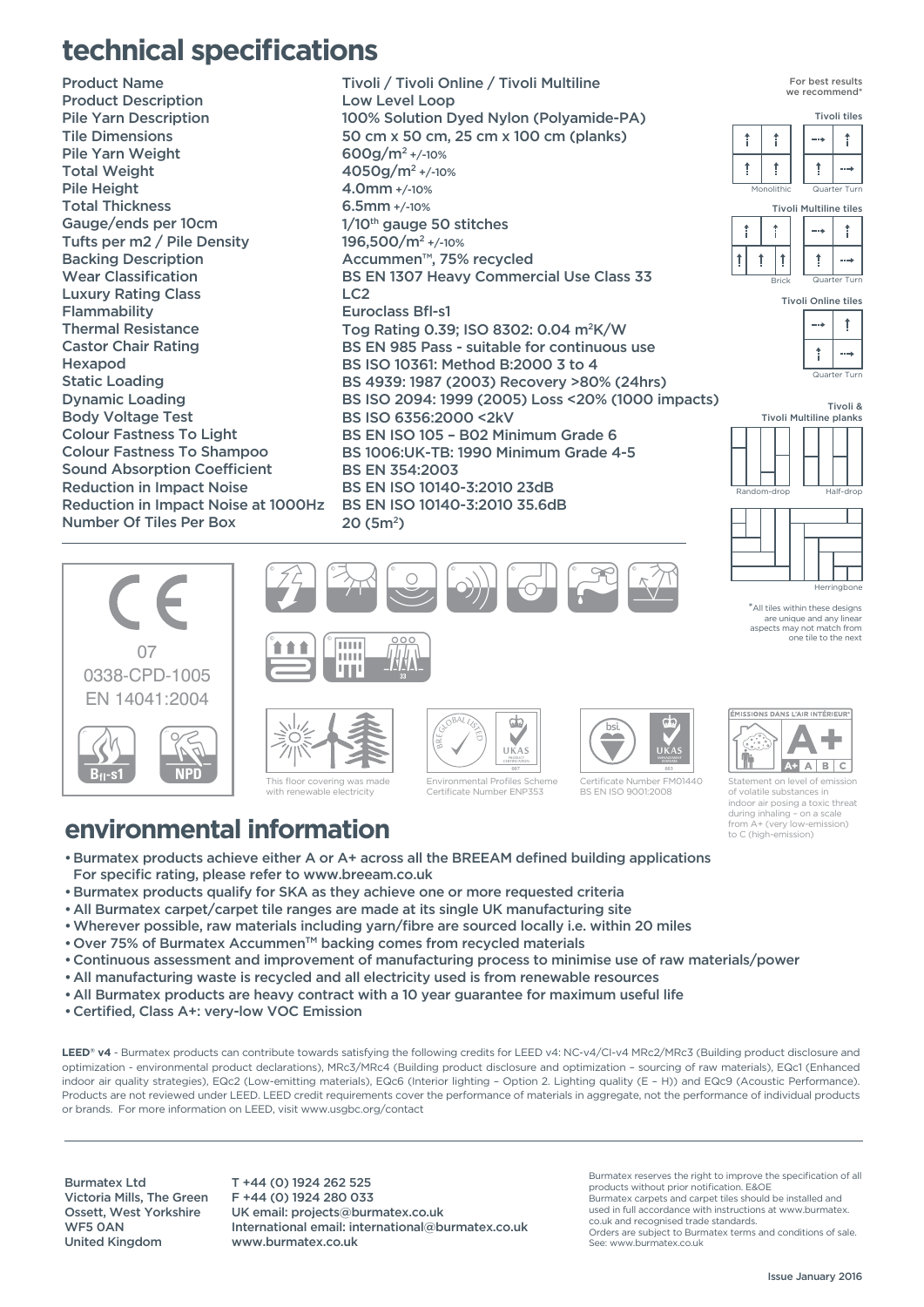# technical specifications

| | |
|---|---|
| Product Name | Tivoli / Tivoli Online / Tivoli Multiline |
| Product Description | Low Level Loop |
| Pile Yarn Description | 100% Solution Dyed Nylon (Polyamide-PA) |
| Tile Dimensions | 50 cm x 50 cm, 25 cm x 100 cm (planks) |
| Pile Yarn Weight | 600g/m² +/-10% |
| Total Weight | 4050g/m² +/-10% |
| Pile Height | 4.0mm +/-10% |
| Total Thickness | 6.5mm +/-10% |
| Gauge/ends per 10cm | 1/10th gauge 50 stitches |
| Tufts per m2 / Pile Density | 196,500/m² +/-10% |
| Backing Description | Accummen™, 75% recycled |
| Wear Classification | BS EN 1307 Heavy Commercial Use Class 33 |
| Luxury Rating Class | LC2 |
| Flammability | Euroclass Bfl-s1 |
| Thermal Resistance | Tog Rating 0.39; ISO 8302: 0.04 m²K/W |
| Castor Chair Rating | BS EN 985 Pass - suitable for continuous use |
| Hexapod | BS ISO 10361: Method B:2000 3 to 4 |
| Static Loading | BS 4939: 1987 (2003) Recovery >80% (24hrs) |
| Dynamic Loading | BS ISO 2094: 1999 (2005) Loss <20% (1000 impacts) |
| Body Voltage Test | BS ISO 6356:2000 <2kV |
| Colour Fastness To Light | BS EN ISO 105 – B02 Minimum Grade 6 |
| Colour Fastness To Shampoo | BS 1006:UK-TB: 1990 Minimum Grade 4-5 |
| Sound Absorption Coefficient | BS EN 354:2003 |
| Reduction in Impact Noise | BS EN ISO 10140-3:2010 23dB |
| Reduction in Impact Noise at 1000Hz | BS EN ISO 10140-3:2010 35.6dB |
| Number Of Tiles Per Box | 20 (5m²) |

For best results we recommend*

Tivoli tiles: Monolithic, Quarter Turn

Tivoli Multiline tiles: Brick, Quarter Turn

Tivoli Online tiles: Quarter Turn

Tivoli & Tivoli Multiline planks: Random-drop, Half-drop, Herringbone

*All tiles within these designs are unique and any linear aspects may not match from one tile to the next

CE
07
0338-CPD-1005
EN 14041:2004

Bfl-s1 NPD

33

This floor covering was made with renewable electricity

Environmental Profiles Scheme Certificate Number ENP353

Certificate Number FM01440 BS EN ISO 9001:2008

ÉMISSIONS DANS L'AIR INTÉRIEUR* A+

Statement on level of emission of volatile substances in indoor air posing a toxic threat during inhaling – on a scale from A+ (very low-emission) to C (high-emission)

# environmental information

- Burmatex products achieve either A or A+ across all the BREEAM defined building applications For specific rating, please refer to www.breeam.co.uk
- Burmatex products qualify for SKA as they achieve one or more requested criteria
- All Burmatex carpet/carpet tile ranges are made at its single UK manufacturing site
- Wherever possible, raw materials including yarn/fibre are sourced locally i.e. within 20 miles
- Over 75% of Burmatex Accummen™ backing comes from recycled materials
- Continuous assessment and improvement of manufacturing process to minimise use of raw materials/power
- All manufacturing waste is recycled and all electricity used is from renewable resources
- All Burmatex products are heavy contract with a 10 year guarantee for maximum useful life
- Certified, Class A+: very-low VOC Emission

**LEED® v4** - Burmatex products can contribute towards satisfying the following credits for LEED v4: NC-v4/CI-v4 MRc2/MRc3 (Building product disclosure and optimization - environmental product declarations), MRc3/MRc4 (Building product disclosure and optimization – sourcing of raw materials), EQc1 (Enhanced indoor air quality strategies), EQc2 (Low-emitting materials), EQc6 (Interior lighting – Option 2. Lighting quality (E – H)) and EQc9 (Acoustic Performance). Products are not reviewed under LEED. LEED credit requirements cover the performance of materials in aggregate, not the performance of individual products or brands. For more information on LEED, visit www.usgbc.org/contact

Burmatex Ltd
Victoria Mills, The Green
Ossett, West Yorkshire
WF5 0AN
United Kingdom

T +44 (0) 1924 262 525
F +44 (0) 1924 280 033
UK email: projects@burmatex.co.uk
International email: international@burmatex.co.uk
www.burmatex.co.uk

Burmatex reserves the right to improve the specification of all products without prior notification. E&OE
Burmatex carpets and carpet tiles should be installed and used in full accordance with instructions at www.burmatex.co.uk and recognised trade standards.
Orders are subject to Burmatex terms and conditions of sale. See: www.burmatex.co.uk

Issue January 2016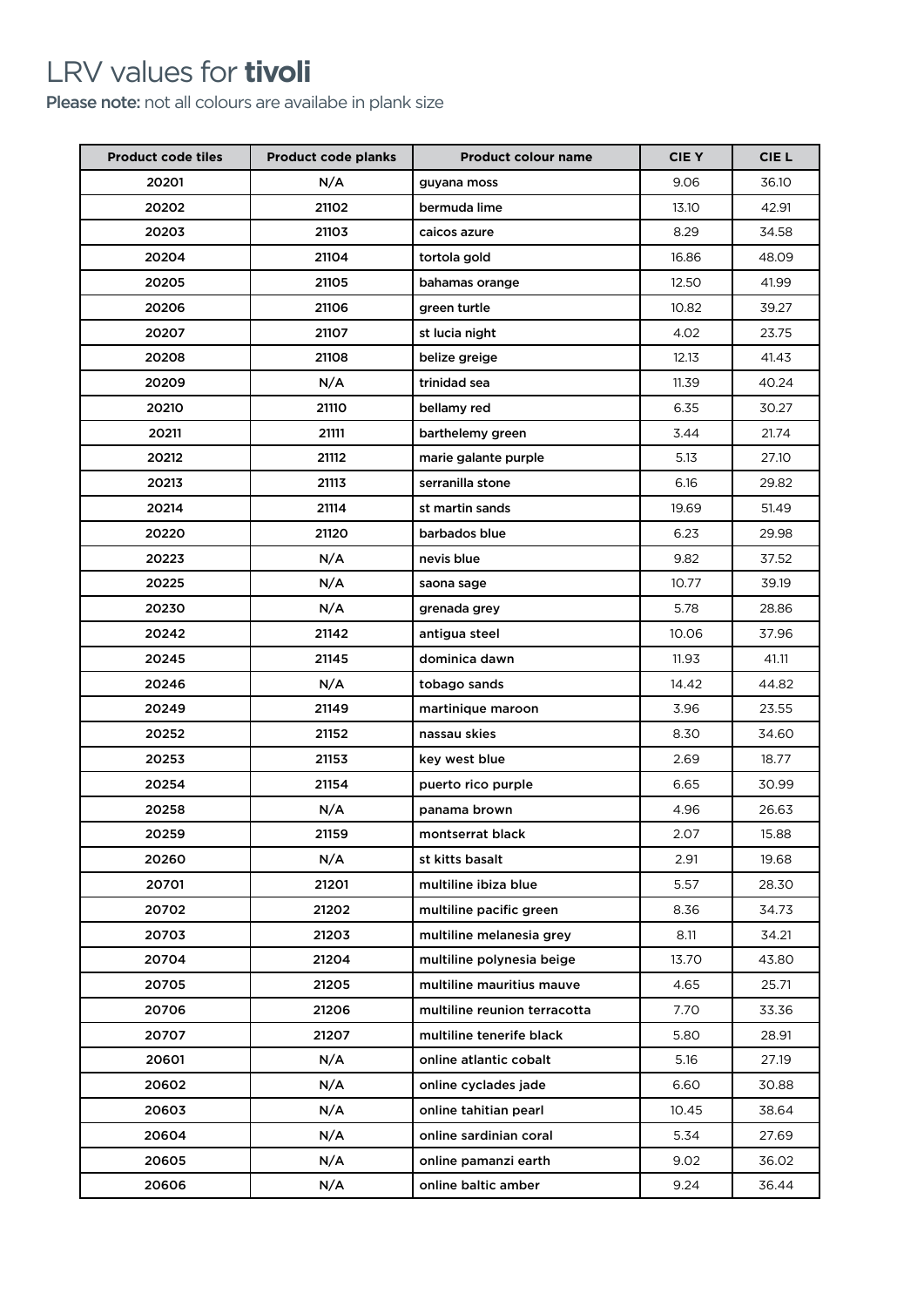# LRV values for **tivoli**

**Please note:** not all colours are availabe in plank size

| Product code tiles | Product code planks | Product colour name | CIE Y | CIE L |
|---|---|---|---|---|
| 20201 | N/A | guyana moss | 9.06 | 36.10 |
| 20202 | 21102 | bermuda lime | 13.10 | 42.91 |
| 20203 | 21103 | caicos azure | 8.29 | 34.58 |
| 20204 | 21104 | tortola gold | 16.86 | 48.09 |
| 20205 | 21105 | bahamas orange | 12.50 | 41.99 |
| 20206 | 21106 | green turtle | 10.82 | 39.27 |
| 20207 | 21107 | st lucia night | 4.02 | 23.75 |
| 20208 | 21108 | belize greige | 12.13 | 41.43 |
| 20209 | N/A | trinidad sea | 11.39 | 40.24 |
| 20210 | 21110 | bellamy red | 6.35 | 30.27 |
| 20211 | 21111 | barthelemy green | 3.44 | 21.74 |
| 20212 | 21112 | marie galante purple | 5.13 | 27.10 |
| 20213 | 21113 | serranilla stone | 6.16 | 29.82 |
| 20214 | 21114 | st martin sands | 19.69 | 51.49 |
| 20220 | 21120 | barbados blue | 6.23 | 29.98 |
| 20223 | N/A | nevis blue | 9.82 | 37.52 |
| 20225 | N/A | saona sage | 10.77 | 39.19 |
| 20230 | N/A | grenada grey | 5.78 | 28.86 |
| 20242 | 21142 | antigua steel | 10.06 | 37.96 |
| 20245 | 21145 | dominica dawn | 11.93 | 41.11 |
| 20246 | N/A | tobago sands | 14.42 | 44.82 |
| 20249 | 21149 | martinique maroon | 3.96 | 23.55 |
| 20252 | 21152 | nassau skies | 8.30 | 34.60 |
| 20253 | 21153 | key west blue | 2.69 | 18.77 |
| 20254 | 21154 | puerto rico purple | 6.65 | 30.99 |
| 20258 | N/A | panama brown | 4.96 | 26.63 |
| 20259 | 21159 | montserrat black | 2.07 | 15.88 |
| 20260 | N/A | st kitts basalt | 2.91 | 19.68 |
| 20701 | 21201 | multiline ibiza blue | 5.57 | 28.30 |
| 20702 | 21202 | multiline pacific green | 8.36 | 34.73 |
| 20703 | 21203 | multiline melanesia grey | 8.11 | 34.21 |
| 20704 | 21204 | multiline polynesia beige | 13.70 | 43.80 |
| 20705 | 21205 | multiline mauritius mauve | 4.65 | 25.71 |
| 20706 | 21206 | multiline reunion terracotta | 7.70 | 33.36 |
| 20707 | 21207 | multiline tenerife black | 5.80 | 28.91 |
| 20601 | N/A | online atlantic cobalt | 5.16 | 27.19 |
| 20602 | N/A | online cyclades jade | 6.60 | 30.88 |
| 20603 | N/A | online tahitian pearl | 10.45 | 38.64 |
| 20604 | N/A | online sardinian coral | 5.34 | 27.69 |
| 20605 | N/A | online pamanzi earth | 9.02 | 36.02 |
| 20606 | N/A | online baltic amber | 9.24 | 36.44 |